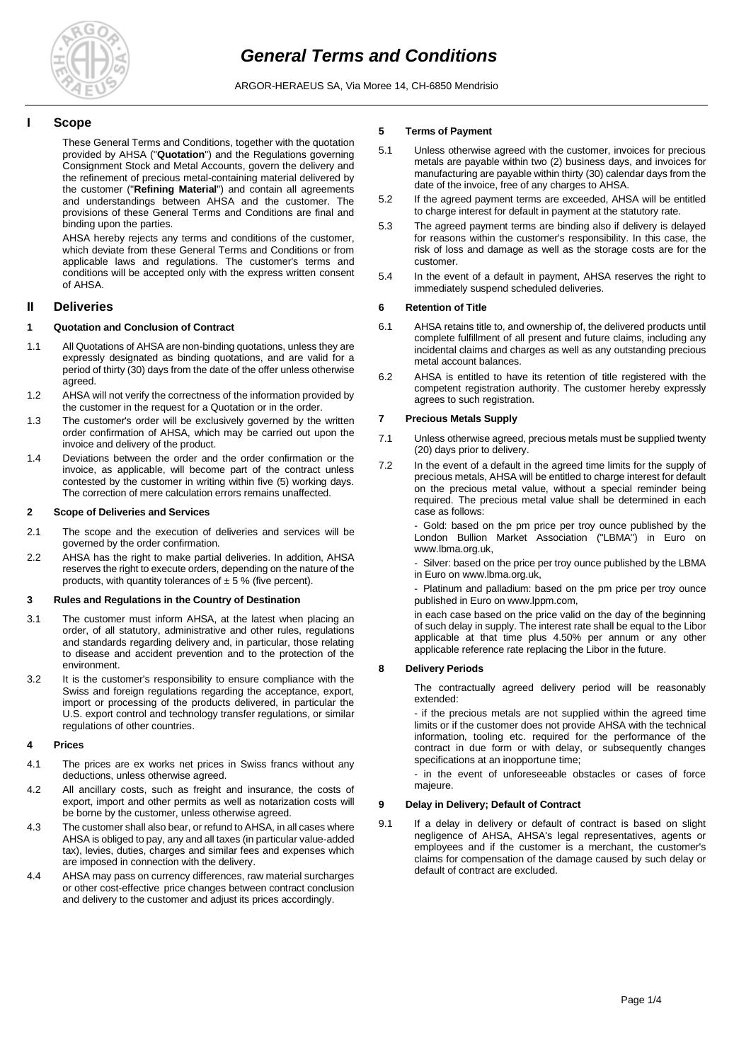# General Terms and Conditions

ARGOR-HERAEUS SA, Via Moree 14, CH-6850 Mendrisio

## I Scope

These General Terms and Conditions, together with the quotation provided by AHSA ("**Quotation**") and the Regulations governing Consignment Stock and Metal Accounts, govern the delivery and the refinement of precious metal-containing material delivered by the customer ("**Refining Material**") and contain all agreements and understandings between AHSA and the customer. The provisions of these General Terms and Conditions are final and binding upon the parties.

AHSA hereby rejects any terms and conditions of the customer, which deviate from these General Terms and Conditions or from applicable laws and regulations. The customer's terms and conditions will be accepted only with the express written consent of AHSA.

## II Deliveries

### 1 Quotation and Conclusion of Contract

1.1 All Quotations of AHSA are non-binding quotations, unless they are expressly designated as binding quotations, and are valid for a period of thirty (30) days from the date of the offer unless otherwise agreed.

1.2 AHSA will not verify the correctness of the information provided by the customer in the request for a Quotation or in the order.

1.3 The customer's order will be exclusively governed by the written order confirmation of AHSA, which may be carried out upon the invoice and delivery of the product.

1.4 Deviations between the order and the order confirmation or the invoice, as applicable, will become part of the contract unless contested by the customer in writing within five (5) working days. The correction of mere calculation errors remains unaffected.

### 2 Scope of Deliveries and Services

2.1 The scope and the execution of deliveries and services will be governed by the order confirmation.

2.2 AHSA has the right to make partial deliveries. In addition, AHSA reserves the right to execute orders, depending on the nature of the products, with quantity tolerances of ± 5 % (five percent).

### 3 Rules and Regulations in the Country of Destination

3.1 The customer must inform AHSA, at the latest when placing an order, of all statutory, administrative and other rules, regulations and standards regarding delivery and, in particular, those relating to disease and accident prevention and to the protection of the environment.

3.2 It is the customer's responsibility to ensure compliance with the Swiss and foreign regulations regarding the acceptance, export, import or processing of the products delivered, in particular the U.S. export control and technology transfer regulations, or similar regulations of other countries.

### 4 Prices

4.1 The prices are ex works net prices in Swiss francs without any deductions, unless otherwise agreed.

4.2 All ancillary costs, such as freight and insurance, the costs of export, import and other permits as well as notarization costs will be borne by the customer, unless otherwise agreed.

4.3 The customer shall also bear, or refund to AHSA, in all cases where AHSA is obliged to pay, any and all taxes (in particular value-added tax), levies, duties, charges and similar fees and expenses which are imposed in connection with the delivery.

4.4 AHSA may pass on currency differences, raw material surcharges or other cost-effective price changes between contract conclusion and delivery to the customer and adjust its prices accordingly.

### 5 Terms of Payment

5.1 Unless otherwise agreed with the customer, invoices for precious metals are payable within two (2) business days, and invoices for manufacturing are payable within thirty (30) calendar days from the date of the invoice, free of any charges to AHSA.

5.2 If the agreed payment terms are exceeded, AHSA will be entitled to charge interest for default in payment at the statutory rate.

5.3 The agreed payment terms are binding also if delivery is delayed for reasons within the customer's responsibility. In this case, the risk of loss and damage as well as the storage costs are for the customer.

5.4 In the event of a default in payment, AHSA reserves the right to immediately suspend scheduled deliveries.

### 6 Retention of Title

6.1 AHSA retains title to, and ownership of, the delivered products until complete fulfillment of all present and future claims, including any incidental claims and charges as well as any outstanding precious metal account balances.

6.2 AHSA is entitled to have its retention of title registered with the competent registration authority. The customer hereby expressly agrees to such registration.

### 7 Precious Metals Supply

7.1 Unless otherwise agreed, precious metals must be supplied twenty (20) days prior to delivery.

7.2 In the event of a default in the agreed time limits for the supply of precious metals, AHSA will be entitled to charge interest for default on the precious metal value, without a special reminder being required. The precious metal value shall be determined in each case as follows:

- Gold: based on the pm price per troy ounce published by the London Bullion Market Association ("LBMA") in Euro on www.lbma.org.uk,
- Silver: based on the price per troy ounce published by the LBMA in Euro on www.lbma.org.uk,
- Platinum and palladium: based on the pm price per troy ounce published in Euro on www.lppm.com,

in each case based on the price valid on the day of the beginning of such delay in supply. The interest rate shall be equal to the Libor applicable at that time plus 4.50% per annum or any other applicable reference rate replacing the Libor in the future.

### 8 Delivery Periods

The contractually agreed delivery period will be reasonably extended:

- if the precious metals are not supplied within the agreed time limits or if the customer does not provide AHSA with the technical information, tooling etc. required for the performance of the contract in due form or with delay, or subsequently changes specifications at an inopportune time;
- in the event of unforeseeable obstacles or cases of force majeure.

### 9 Delay in Delivery; Default of Contract

9.1 If a delay in delivery or default of contract is based on slight negligence of AHSA, AHSA's legal representatives, agents or employees and if the customer is a merchant, the customer's claims for compensation of the damage caused by such delay or default of contract are excluded.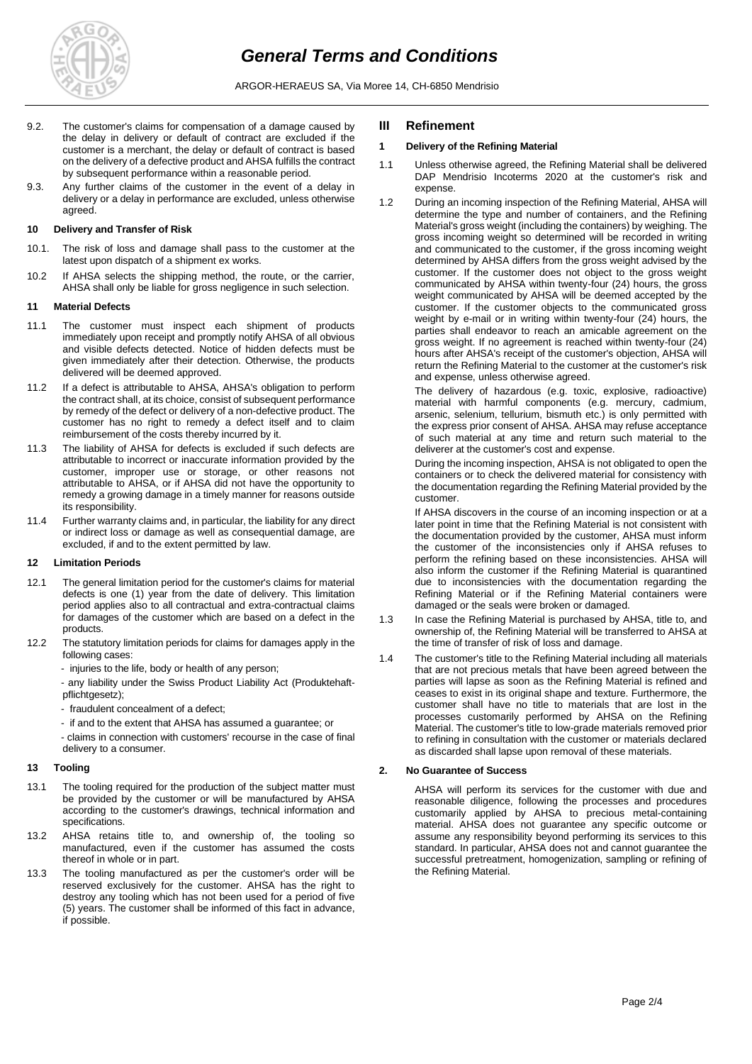9.2. The customer's claims for compensation of a damage caused by the delay in delivery or default of contract are excluded if the customer is a merchant, the delay or default of contract is based on the delivery of a defective product and AHSA fulfills the contract by subsequent performance within a reasonable period.

9.3. Any further claims of the customer in the event of a delay in delivery or a delay in performance are excluded, unless otherwise agreed.

#### 10 Delivery and Transfer of Risk

10.1. The risk of loss and damage shall pass to the customer at the latest upon dispatch of a shipment ex works.

10.2 If AHSA selects the shipping method, the route, or the carrier, AHSA shall only be liable for gross negligence in such selection.

#### 11 Material Defects

11.1 The customer must inspect each shipment of products immediately upon receipt and promptly notify AHSA of all obvious and visible defects detected. Notice of hidden defects must be given immediately after their detection. Otherwise, the products delivered will be deemed approved.

11.2 If a defect is attributable to AHSA, AHSA's obligation to perform the contract shall, at its choice, consist of subsequent performance by remedy of the defect or delivery of a non-defective product. The customer has no right to remedy a defect itself and to claim reimbursement of the costs thereby incurred by it.

11.3 The liability of AHSA for defects is excluded if such defects are attributable to incorrect or inaccurate information provided by the customer, improper use or storage, or other reasons not attributable to AHSA, or if AHSA did not have the opportunity to remedy a growing damage in a timely manner for reasons outside its responsibility.

11.4 Further warranty claims and, in particular, the liability for any direct or indirect loss or damage as well as consequential damage, are excluded, if and to the extent permitted by law.

#### 12 Limitation Periods

12.1 The general limitation period for the customer's claims for material defects is one (1) year from the date of delivery. This limitation period applies also to all contractual and extra-contractual claims for damages of the customer which are based on a defect in the products.

12.2 The statutory limitation periods for claims for damages apply in the following cases:

- injuries to the life, body or health of any person;
- any liability under the Swiss Product Liability Act (Produktehaftpflichtgesetz);
- fraudulent concealment of a defect;
- if and to the extent that AHSA has assumed a guarantee; or
- claims in connection with customers' recourse in the case of final delivery to a consumer.

#### 13 Tooling

13.1 The tooling required for the production of the subject matter must be provided by the customer or will be manufactured by AHSA according to the customer's drawings, technical information and specifications.

13.2 AHSA retains title to, and ownership of, the tooling so manufactured, even if the customer has assumed the costs thereof in whole or in part.

13.3 The tooling manufactured as per the customer's order will be reserved exclusively for the customer. AHSA has the right to destroy any tooling which has not been used for a period of five (5) years. The customer shall be informed of this fact in advance, if possible.

## III Refinement

#### 1 Delivery of the Refining Material

1.1 Unless otherwise agreed, the Refining Material shall be delivered DAP Mendrisio Incoterms 2020 at the customer's risk and expense.

1.2 During an incoming inspection of the Refining Material, AHSA will determine the type and number of containers, and the Refining Material's gross weight (including the containers) by weighing. The gross incoming weight so determined will be recorded in writing and communicated to the customer, if the gross incoming weight determined by AHSA differs from the gross weight advised by the customer. If the customer does not object to the gross weight communicated by AHSA within twenty-four (24) hours, the gross weight communicated by AHSA will be deemed accepted by the customer. If the customer objects to the communicated gross weight by e-mail or in writing within twenty-four (24) hours, the parties shall endeavor to reach an amicable agreement on the gross weight. If no agreement is reached within twenty-four (24) hours after AHSA's receipt of the customer's objection, AHSA will return the Refining Material to the customer at the customer's risk and expense, unless otherwise agreed.

The delivery of hazardous (e.g. toxic, explosive, radioactive) material with harmful components (e.g. mercury, cadmium, arsenic, selenium, tellurium, bismuth etc.) is only permitted with the express prior consent of AHSA. AHSA may refuse acceptance of such material at any time and return such material to the deliverer at the customer's cost and expense.

During the incoming inspection, AHSA is not obligated to open the containers or to check the delivered material for consistency with the documentation regarding the Refining Material provided by the customer.

If AHSA discovers in the course of an incoming inspection or at a later point in time that the Refining Material is not consistent with the documentation provided by the customer, AHSA must inform the customer of the inconsistencies only if AHSA refuses to perform the refining based on these inconsistencies. AHSA will also inform the customer if the Refining Material is quarantined due to inconsistencies with the documentation regarding the Refining Material or if the Refining Material containers were damaged or the seals were broken or damaged.

1.3 In case the Refining Material is purchased by AHSA, title to, and ownership of, the Refining Material will be transferred to AHSA at the time of transfer of risk of loss and damage.

1.4 The customer's title to the Refining Material including all materials that are not precious metals that have been agreed between the parties will lapse as soon as the Refining Material is refined and ceases to exist in its original shape and texture. Furthermore, the customer shall have no title to materials that are lost in the processes customarily performed by AHSA on the Refining Material. The customer's title to low-grade materials removed prior to refining in consultation with the customer or materials declared as discarded shall lapse upon removal of these materials.

#### 2. No Guarantee of Success

AHSA will perform its services for the customer with due and reasonable diligence, following the processes and procedures customarily applied by AHSA to precious metal-containing material. AHSA does not guarantee any specific outcome or assume any responsibility beyond performing its services to this standard. In particular, AHSA does not and cannot guarantee the successful pretreatment, homogenization, sampling or refining of the Refining Material.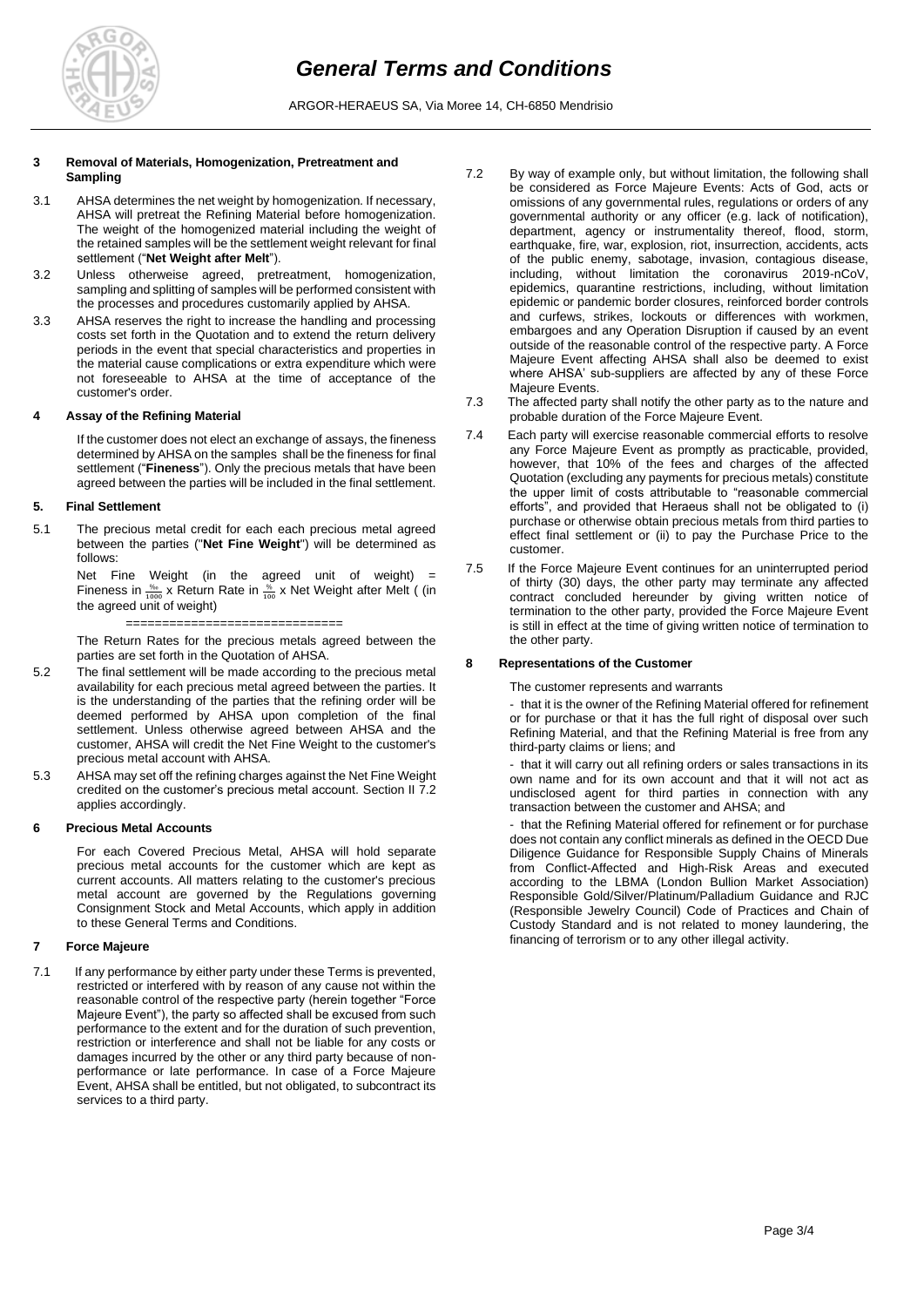### 3 Removal of Materials, Homogenization, Pretreatment and Sampling

3.1 AHSA determines the net weight by homogenization. If necessary, AHSA will pretreat the Refining Material before homogenization. The weight of the homogenized material including the weight of the retained samples will be the settlement weight relevant for final settlement ("**Net Weight after Melt**").

3.2 Unless otherweise agreed, pretreatment, homogenization, sampling and splitting of samples will be performed consistent with the processes and procedures customarily applied by AHSA.

3.3 AHSA reserves the right to increase the handling and processing costs set forth in the Quotation and to extend the return delivery periods in the event that special characteristics and properties in the material cause complications or extra expenditure which were not foreseeable to AHSA at the time of acceptance of the customer's order.

### 4 Assay of the Refining Material

If the customer does not elect an exchange of assays, the fineness determined by AHSA on the samples shall be the fineness for final settlement ("**Fineness**"). Only the precious metals that have been agreed between the parties will be included in the final settlement.

### 5. Final Settlement

5.1 The precious metal credit for each each precious metal agreed between the parties ("**Net Fine Weight**") will be determined as follows:

Net Fine Weight (in the agreed unit of weight) = Fineness in $\frac{‰}{1000}$ x Return Rate in $\frac{\%}{100}$ x Net Weight after Melt ( (in the agreed unit of weight)

==============================

The Return Rates for the precious metals agreed between the parties are set forth in the Quotation of AHSA.

5.2 The final settlement will be made according to the precious metal availability for each precious metal agreed between the parties. It is the understanding of the parties that the refining order will be deemed performed by AHSA upon completion of the final settlement. Unless otherwise agreed between AHSA and the customer, AHSA will credit the Net Fine Weight to the customer's precious metal account with AHSA.

5.3 AHSA may set off the refining charges against the Net Fine Weight credited on the customer's precious metal account. Section II 7.2 applies accordingly.

### 6 Precious Metal Accounts

For each Covered Precious Metal, AHSA will hold separate precious metal accounts for the customer which are kept as current accounts. All matters relating to the customer's precious metal account are governed by the Regulations governing Consignment Stock and Metal Accounts, which apply in addition to these General Terms and Conditions.

### 7 Force Majeure

7.1 If any performance by either party under these Terms is prevented, restricted or interfered with by reason of any cause not within the reasonable control of the respective party (herein together "Force Majeure Event"), the party so affected shall be excused from such performance to the extent and for the duration of such prevention, restriction or interference and shall not be liable for any costs or damages incurred by the other or any third party because of non-performance or late performance. In case of a Force Majeure Event, AHSA shall be entitled, but not obligated, to subcontract its services to a third party.

7.2 By way of example only, but without limitation, the following shall be considered as Force Majeure Events: Acts of God, acts or omissions of any governmental rules, regulations or orders of any governmental authority or any officer (e.g. lack of notification), department, agency or instrumentality thereof, flood, storm, earthquake, fire, war, explosion, riot, insurrection, accidents, acts of the public enemy, sabotage, invasion, contagious disease, including, without limitation the coronavirus 2019-nCoV, epidemics, quarantine restrictions, including, without limitation epidemic or pandemic border closures, reinforced border controls and curfews, strikes, lockouts or differences with workmen, embargoes and any Operation Disruption if caused by an event outside of the reasonable control of the respective party. A Force Majeure Event affecting AHSA shall also be deemed to exist where AHSA' sub-suppliers are affected by any of these Force Majeure Events.

7.3 The affected party shall notify the other party as to the nature and probable duration of the Force Majeure Event.

7.4 Each party will exercise reasonable commercial efforts to resolve any Force Majeure Event as promptly as practicable, provided, however, that 10% of the fees and charges of the affected Quotation (excluding any payments for precious metals) constitute the upper limit of costs attributable to "reasonable commercial efforts", and provided that Heraeus shall not be obligated to (i) purchase or otherwise obtain precious metals from third parties to effect final settlement or (ii) to pay the Purchase Price to the customer.

7.5 If the Force Majeure Event continues for an uninterrupted period of thirty (30) days, the other party may terminate any affected contract concluded hereunder by giving written notice of termination to the other party, provided the Force Majeure Event is still in effect at the time of giving written notice of termination to the other party.

### 8 Representations of the Customer

The customer represents and warrants

- that it is the owner of the Refining Material offered for refinement or for purchase or that it has the full right of disposal over such Refining Material, and that the Refining Material is free from any third-party claims or liens; and

- that it will carry out all refining orders or sales transactions in its own name and for its own account and that it will not act as undisclosed agent for third parties in connection with any transaction between the customer and AHSA; and

- that the Refining Material offered for refinement or for purchase does not contain any conflict minerals as defined in the OECD Due Diligence Guidance for Responsible Supply Chains of Minerals from Conflict-Affected and High-Risk Areas and executed according to the LBMA (London Bullion Market Association) Responsible Gold/Silver/Platinum/Palladium Guidance and RJC (Responsible Jewelry Council) Code of Practices and Chain of Custody Standard and is not related to money laundering, the financing of terrorism or to any other illegal activity.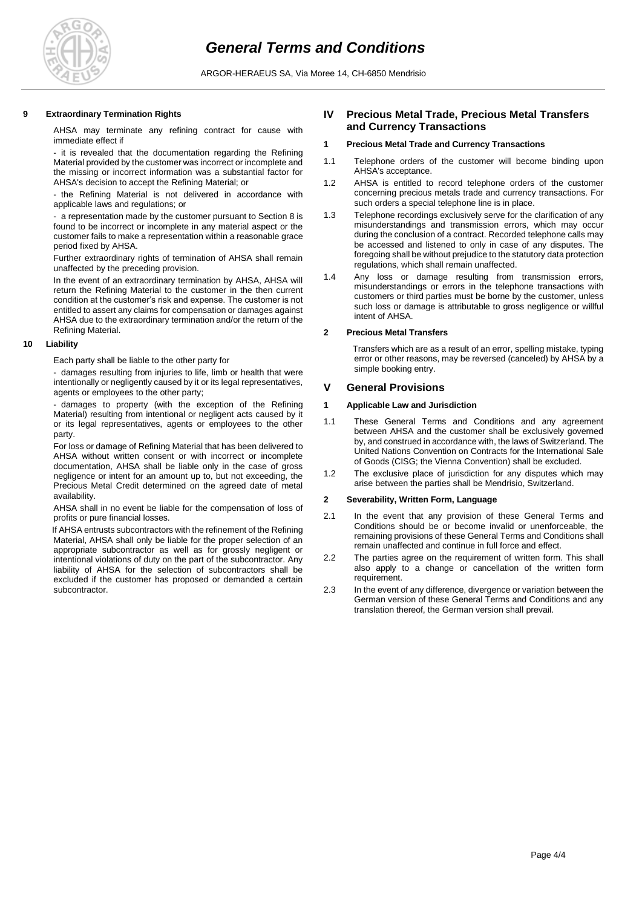### 9 Extraordinary Termination Rights

AHSA may terminate any refining contract for cause with immediate effect if

- it is revealed that the documentation regarding the Refining Material provided by the customer was incorrect or incomplete and the missing or incorrect information was a substantial factor for AHSA's decision to accept the Refining Material; or
- the Refining Material is not delivered in accordance with applicable laws and regulations; or
- a representation made by the customer pursuant to Section 8 is found to be incorrect or incomplete in any material aspect or the customer fails to make a representation within a reasonable grace period fixed by AHSA.

Further extraordinary rights of termination of AHSA shall remain unaffected by the preceding provision.

In the event of an extraordinary termination by AHSA, AHSA will return the Refining Material to the customer in the then current condition at the customer's risk and expense. The customer is not entitled to assert any claims for compensation or damages against AHSA due to the extraordinary termination and/or the return of the Refining Material.

### 10 Liability

Each party shall be liable to the other party for

- damages resulting from injuries to life, limb or health that were intentionally or negligently caused by it or its legal representatives, agents or employees to the other party;
- damages to property (with the exception of the Refining Material) resulting from intentional or negligent acts caused by it or its legal representatives, agents or employees to the other party.

For loss or damage of Refining Material that has been delivered to AHSA without written consent or with incorrect or incomplete documentation, AHSA shall be liable only in the case of gross negligence or intent for an amount up to, but not exceeding, the Precious Metal Credit determined on the agreed date of metal availability.

AHSA shall in no event be liable for the compensation of loss of profits or pure financial losses.

If AHSA entrusts subcontractors with the refinement of the Refining Material, AHSA shall only be liable for the proper selection of an appropriate subcontractor as well as for grossly negligent or intentional violations of duty on the part of the subcontractor. Any liability of AHSA for the selection of subcontractors shall be excluded if the customer has proposed or demanded a certain subcontractor.

## IV Precious Metal Trade, Precious Metal Transfers and Currency Transactions

### 1 Precious Metal Trade and Currency Transactions

1.1 Telephone orders of the customer will become binding upon AHSA's acceptance.

1.2 AHSA is entitled to record telephone orders of the customer concerning precious metals trade and currency transactions. For such orders a special telephone line is in place.

1.3 Telephone recordings exclusively serve for the clarification of any misunderstandings and transmission errors, which may occur during the conclusion of a contract. Recorded telephone calls may be accessed and listened to only in case of any disputes. The foregoing shall be without prejudice to the statutory data protection regulations, which shall remain unaffected.

1.4 Any loss or damage resulting from transmission errors, misunderstandings or errors in the telephone transactions with customers or third parties must be borne by the customer, unless such loss or damage is attributable to gross negligence or willful intent of AHSA.

### 2 Precious Metal Transfers

Transfers which are as a result of an error, spelling mistake, typing error or other reasons, may be reversed (canceled) by AHSA by a simple booking entry.

## V General Provisions

### 1 Applicable Law and Jurisdiction

1.1 These General Terms and Conditions and any agreement between AHSA and the customer shall be exclusively governed by, and construed in accordance with, the laws of Switzerland. The United Nations Convention on Contracts for the International Sale of Goods (CISG; the Vienna Convention) shall be excluded.

1.2 The exclusive place of jurisdiction for any disputes which may arise between the parties shall be Mendrisio, Switzerland.

### 2 Severability, Written Form, Language

2.1 In the event that any provision of these General Terms and Conditions should be or become invalid or unenforceable, the remaining provisions of these General Terms and Conditions shall remain unaffected and continue in full force and effect.

2.2 The parties agree on the requirement of written form. This shall also apply to a change or cancellation of the written form requirement.

2.3 In the event of any difference, divergence or variation between the German version of these General Terms and Conditions and any translation thereof, the German version shall prevail.